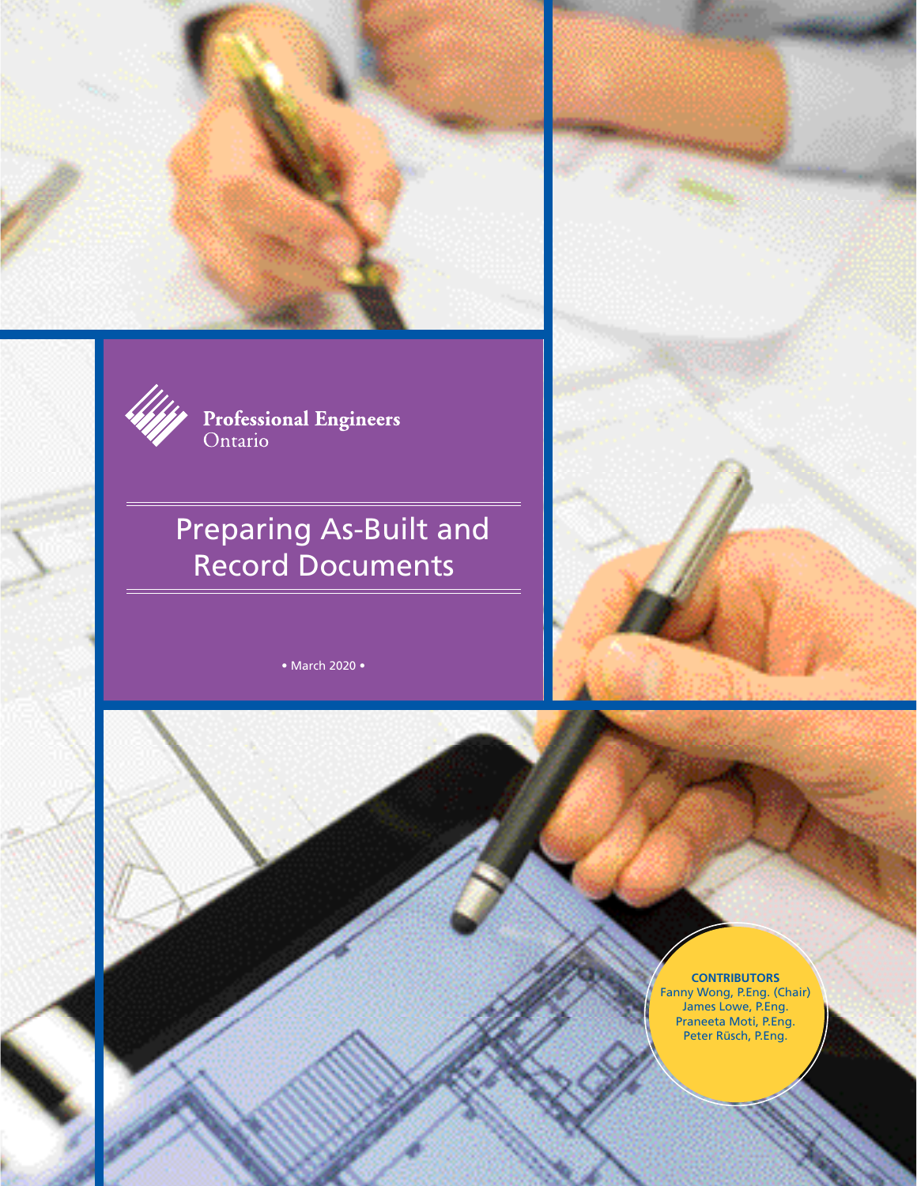Professional Engineers Ontario

# Preparing As-Built and Record Documents

• March 2020 •

**CONTRIBUTORS**
Fanny Wong, P.Eng. (Chair)
James Lowe, P.Eng.
Praneeta Moti, P.Eng.
Peter Rüsch, P.Eng.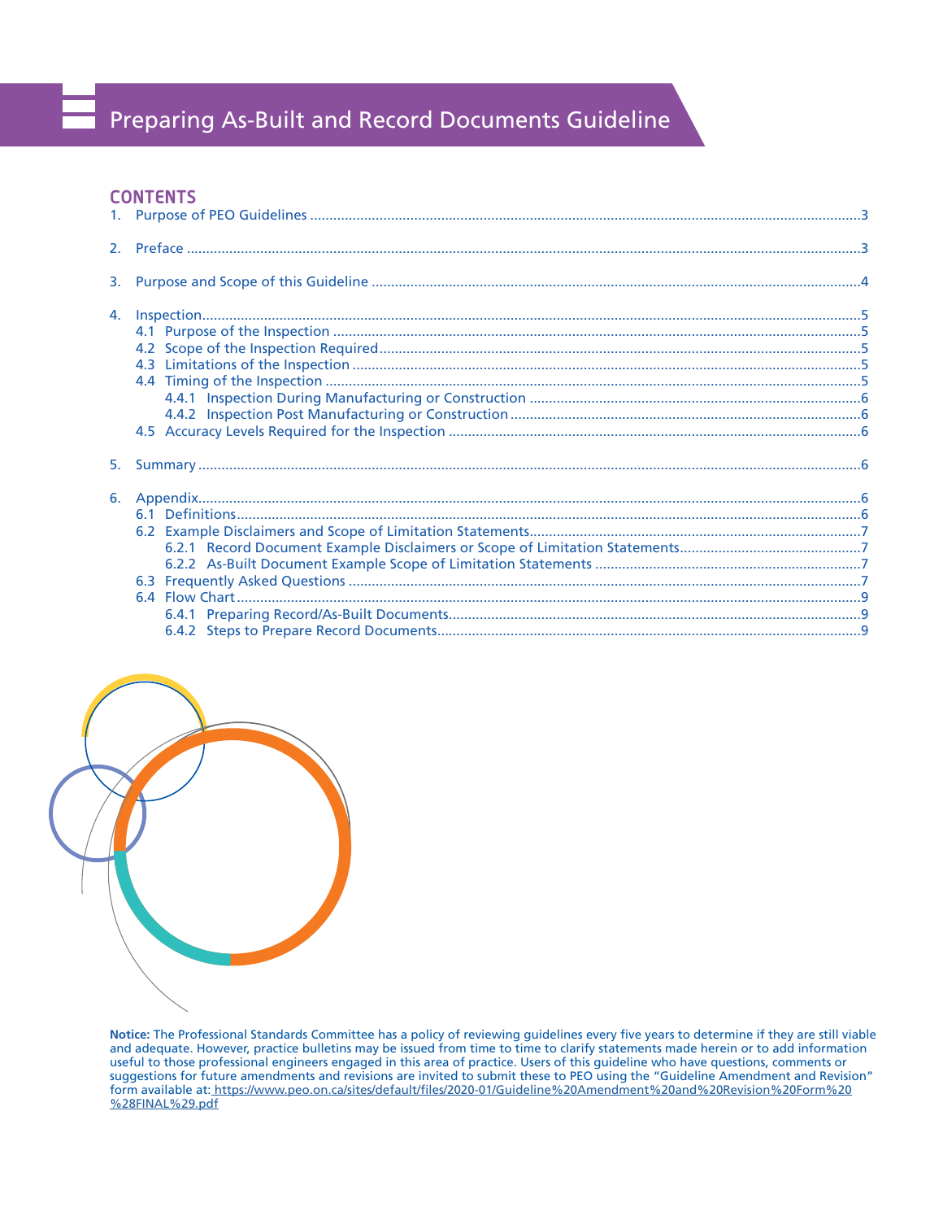# Preparing As-Built and Record Documents Guideline

## CONTENTS

1. Purpose of PEO Guidelines ... 3
2. Preface ... 3
3. Purpose and Scope of this Guideline ... 4
4. Inspection ... 5
   - 4.1 Purpose of the Inspection ... 5
   - 4.2 Scope of the Inspection Required ... 5
   - 4.3 Limitations of the Inspection ... 5
   - 4.4 Timing of the Inspection ... 5
     - 4.4.1 Inspection During Manufacturing or Construction ... 6
     - 4.4.2 Inspection Post Manufacturing or Construction ... 6
   - 4.5 Accuracy Levels Required for the Inspection ... 6
5. Summary ... 6
6. Appendix ... 6
   - 6.1 Definitions ... 6
   - 6.2 Example Disclaimers and Scope of Limitation Statements ... 7
     - 6.2.1 Record Document Example Disclaimers or Scope of Limitation Statements ... 7
     - 6.2.2 As-Built Document Example Scope of Limitation Statements ... 7
   - 6.3 Frequently Asked Questions ... 7
   - 6.4 Flow Chart ... 9
     - 6.4.1 Preparing Record/As-Built Documents ... 9
     - 6.4.2 Steps to Prepare Record Documents ... 9

**Notice:** The Professional Standards Committee has a policy of reviewing guidelines every five years to determine if they are still viable and adequate. However, practice bulletins may be issued from time to time to clarify statements made herein or to add information useful to those professional engineers engaged in this area of practice. Users of this guideline who have questions, comments or suggestions for future amendments and revisions are invited to submit these to PEO using the "Guideline Amendment and Revision" form available at: https://www.peo.on.ca/sites/default/files/2020-01/Guideline%20Amendment%20and%20Revision%20Form%20%28FINAL%29.pdf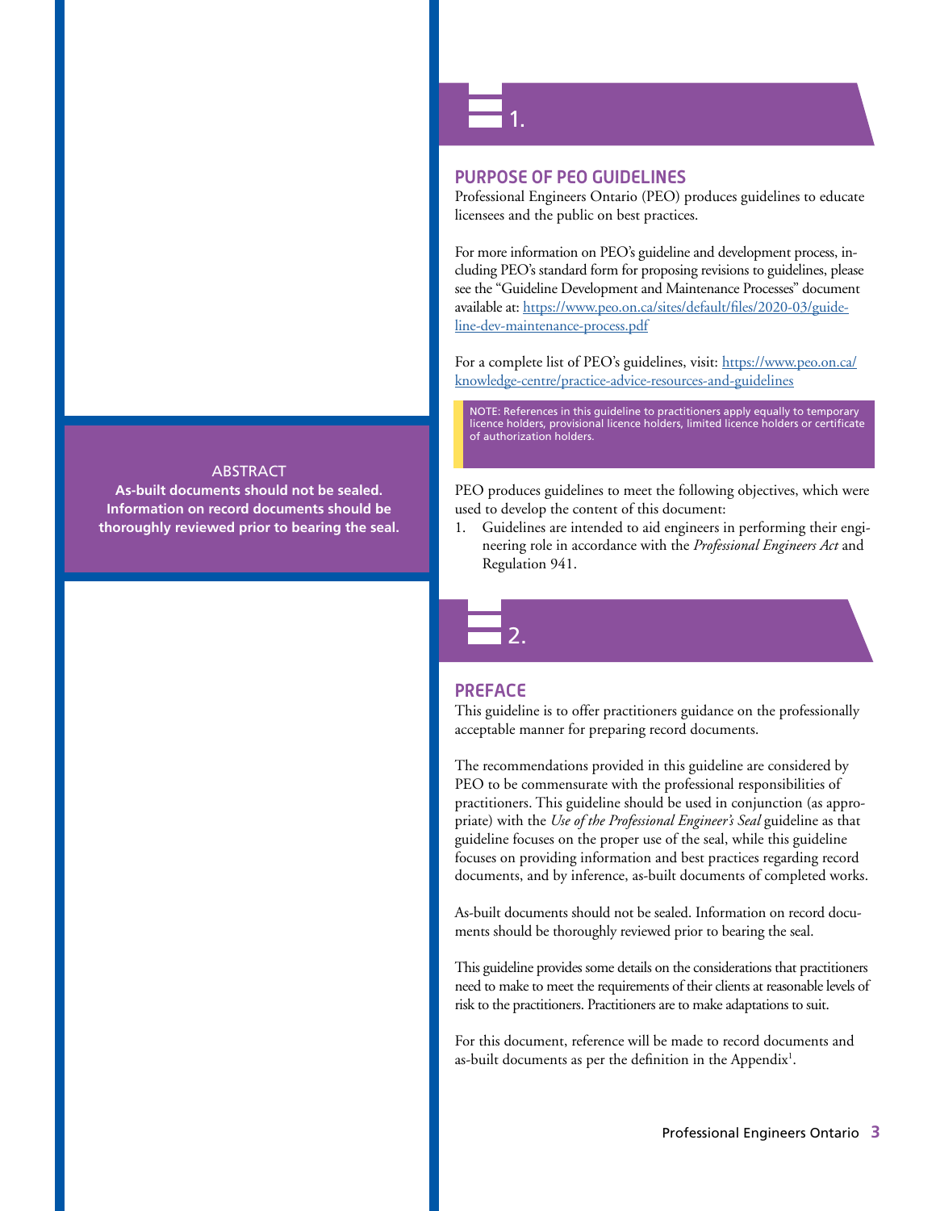## ABSTRACT

**As-built documents should not be sealed. Information on record documents should be thoroughly reviewed prior to bearing the seal.**

# 1.

## PURPOSE OF PEO GUIDELINES

Professional Engineers Ontario (PEO) produces guidelines to educate licensees and the public on best practices.

For more information on PEO's guideline and development process, including PEO's standard form for proposing revisions to guidelines, please see the "Guideline Development and Maintenance Processes" document available at: https://www.peo.on.ca/sites/default/files/2020-03/guideline-dev-maintenance-process.pdf

For a complete list of PEO's guidelines, visit: https://www.peo.on.ca/knowledge-centre/practice-advice-resources-and-guidelines

NOTE: References in this guideline to practitioners apply equally to temporary licence holders, provisional licence holders, limited licence holders or certificate of authorization holders.

PEO produces guidelines to meet the following objectives, which were used to develop the content of this document:

1. Guidelines are intended to aid engineers in performing their engineering role in accordance with the *Professional Engineers Act* and Regulation 941.

# 2.

## PREFACE

This guideline is to offer practitioners guidance on the professionally acceptable manner for preparing record documents.

The recommendations provided in this guideline are considered by PEO to be commensurate with the professional responsibilities of practitioners. This guideline should be used in conjunction (as appropriate) with the *Use of the Professional Engineer's Seal* guideline as that guideline focuses on the proper use of the seal, while this guideline focuses on providing information and best practices regarding record documents, and by inference, as-built documents of completed works.

As-built documents should not be sealed. Information on record documents should be thoroughly reviewed prior to bearing the seal.

This guideline provides some details on the considerations that practitioners need to make to meet the requirements of their clients at reasonable levels of risk to the practitioners. Practitioners are to make adaptations to suit.

For this document, reference will be made to record documents and as-built documents as per the definition in the Appendix[1].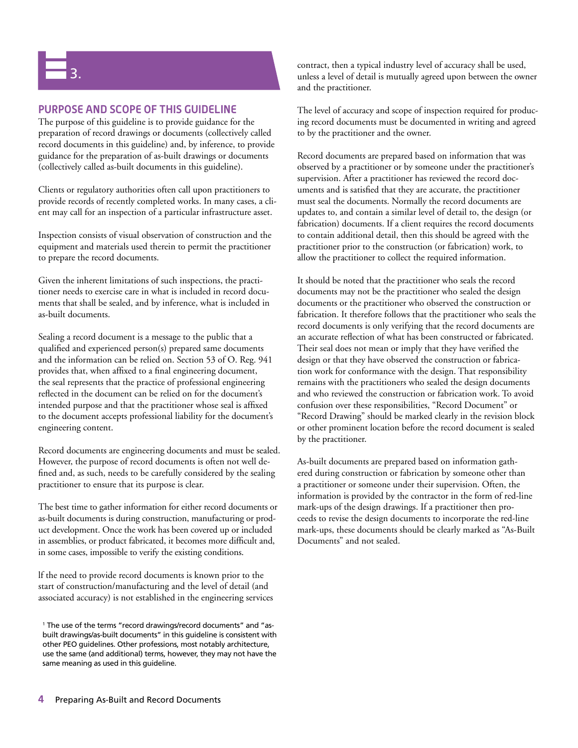# 3.

## PURPOSE AND SCOPE OF THIS GUIDELINE

The purpose of this guideline is to provide guidance for the preparation of record drawings or documents (collectively called record documents in this guideline) and, by inference, to provide guidance for the preparation of as-built drawings or documents (collectively called as-built documents in this guideline).

Clients or regulatory authorities often call upon practitioners to provide records of recently completed works. In many cases, a client may call for an inspection of a particular infrastructure asset.

Inspection consists of visual observation of construction and the equipment and materials used therein to permit the practitioner to prepare the record documents.

Given the inherent limitations of such inspections, the practitioner needs to exercise care in what is included in record documents that shall be sealed, and by inference, what is included in as-built documents.

Sealing a record document is a message to the public that a qualified and experienced person(s) prepared same documents and the information can be relied on. Section 53 of O. Reg. 941 provides that, when affixed to a final engineering document, the seal represents that the practice of professional engineering reflected in the document can be relied on for the document's intended purpose and that the practitioner whose seal is affixed to the document accepts professional liability for the document's engineering content.

Record documents are engineering documents and must be sealed. However, the purpose of record documents is often not well defined and, as such, needs to be carefully considered by the sealing practitioner to ensure that its purpose is clear.

The best time to gather information for either record documents or as-built documents is during construction, manufacturing or product development. Once the work has been covered up or included in assemblies, or product fabricated, it becomes more difficult and, in some cases, impossible to verify the existing conditions.

If the need to provide record documents is known prior to the start of construction/manufacturing and the level of detail (and associated accuracy) is not established in the engineering services contract, then a typical industry level of accuracy shall be used, unless a level of detail is mutually agreed upon between the owner and the practitioner.

The level of accuracy and scope of inspection required for producing record documents must be documented in writing and agreed to by the practitioner and the owner.

Record documents are prepared based on information that was observed by a practitioner or by someone under the practitioner's supervision. After a practitioner has reviewed the record documents and is satisfied that they are accurate, the practitioner must seal the documents. Normally the record documents are updates to, and contain a similar level of detail to, the design (or fabrication) documents. If a client requires the record documents to contain additional detail, then this should be agreed with the practitioner prior to the construction (or fabrication) work, to allow the practitioner to collect the required information.

It should be noted that the practitioner who seals the record documents may not be the practitioner who sealed the design documents or the practitioner who observed the construction or fabrication. It therefore follows that the practitioner who seals the record documents is only verifying that the record documents are an accurate reflection of what has been constructed or fabricated. Their seal does not mean or imply that they have verified the design or that they have observed the construction or fabrication work for conformance with the design. That responsibility remains with the practitioners who sealed the design documents and who reviewed the construction or fabrication work. To avoid confusion over these responsibilities, "Record Document" or "Record Drawing" should be marked clearly in the revision block or other prominent location before the record document is sealed by the practitioner.

As-built documents are prepared based on information gathered during construction or fabrication by someone other than a practitioner or someone under their supervision. Often, the information is provided by the contractor in the form of red-line mark-ups of the design drawings. If a practitioner then proceeds to revise the design documents to incorporate the red-line mark-ups, these documents should be clearly marked as "As-Built Documents" and not sealed.

[1] The use of the terms "record drawings/record documents" and "as-built drawings/as-built documents" in this guideline is consistent with other PEO guidelines. Other professions, most notably architecture, use the same (and additional) terms, however, they may not have the same meaning as used in this guideline.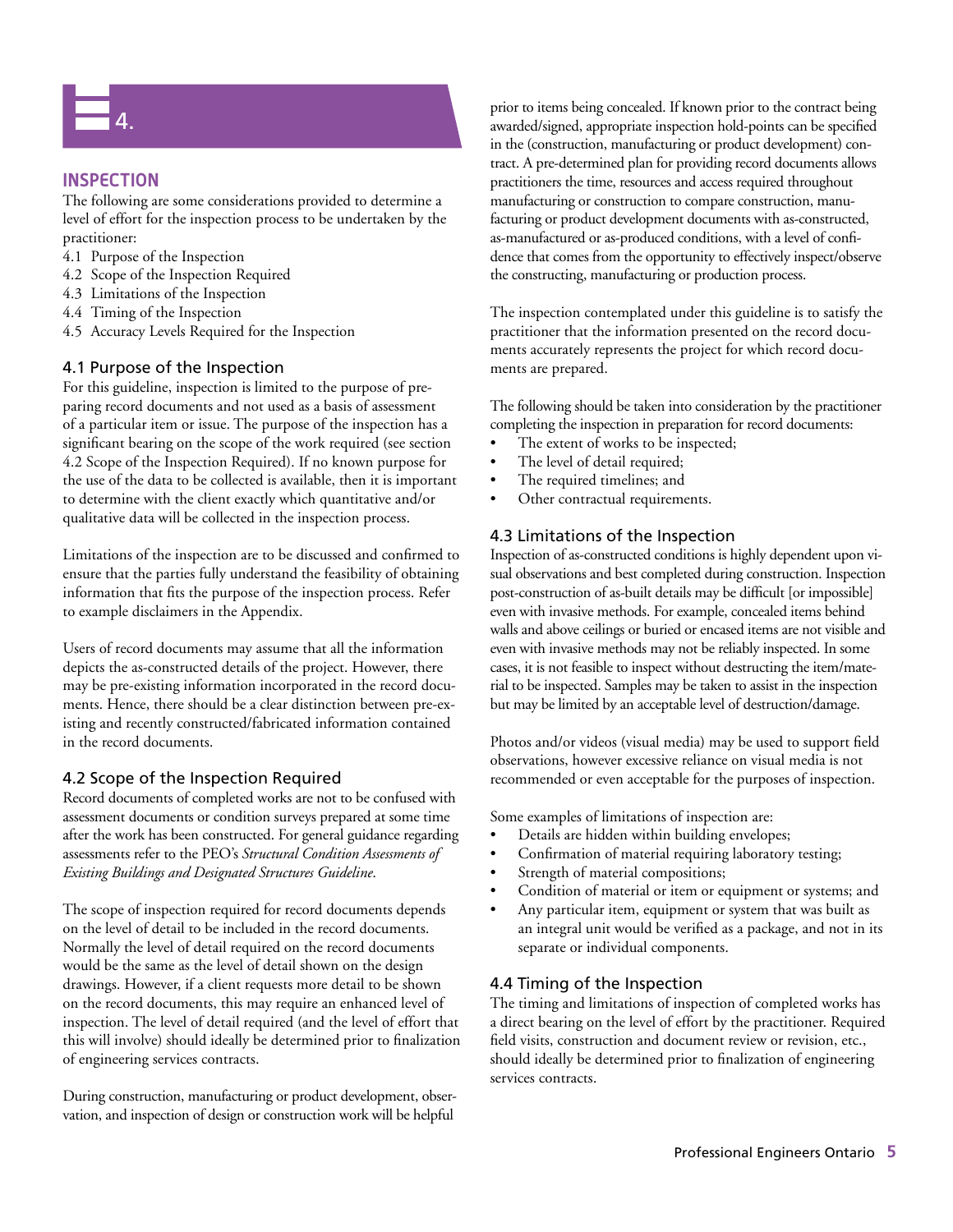# 4. INSPECTION

The following are some considerations provided to determine a level of effort for the inspection process to be undertaken by the practitioner:

4.1 Purpose of the Inspection
4.2 Scope of the Inspection Required
4.3 Limitations of the Inspection
4.4 Timing of the Inspection
4.5 Accuracy Levels Required for the Inspection

## 4.1 Purpose of the Inspection

For this guideline, inspection is limited to the purpose of preparing record documents and not used as a basis of assessment of a particular item or issue. The purpose of the inspection has a significant bearing on the scope of the work required (see section 4.2 Scope of the Inspection Required). If no known purpose for the use of the data to be collected is available, then it is important to determine with the client exactly which quantitative and/or qualitative data will be collected in the inspection process.

Limitations of the inspection are to be discussed and confirmed to ensure that the parties fully understand the feasibility of obtaining information that fits the purpose of the inspection process. Refer to example disclaimers in the Appendix.

Users of record documents may assume that all the information depicts the as-constructed details of the project. However, there may be pre-existing information incorporated in the record documents. Hence, there should be a clear distinction between pre-existing and recently constructed/fabricated information contained in the record documents.

## 4.2 Scope of the Inspection Required

Record documents of completed works are not to be confused with assessment documents or condition surveys prepared at some time after the work has been constructed. For general guidance regarding assessments refer to the PEO's *Structural Condition Assessments of Existing Buildings and Designated Structures Guideline*.

The scope of inspection required for record documents depends on the level of detail to be included in the record documents. Normally the level of detail required on the record documents would be the same as the level of detail shown on the design drawings. However, if a client requests more detail to be shown on the record documents, this may require an enhanced level of inspection. The level of detail required (and the level of effort that this will involve) should ideally be determined prior to finalization of engineering services contracts.

During construction, manufacturing or product development, observation, and inspection of design or construction work will be helpful prior to items being concealed. If known prior to the contract being awarded/signed, appropriate inspection hold-points can be specified in the (construction, manufacturing or product development) contract. A pre-determined plan for providing record documents allows practitioners the time, resources and access required throughout manufacturing or construction to compare construction, manufacturing or product development documents with as-constructed, as-manufactured or as-produced conditions, with a level of confidence that comes from the opportunity to effectively inspect/observe the constructing, manufacturing or production process.

The inspection contemplated under this guideline is to satisfy the practitioner that the information presented on the record documents accurately represents the project for which record documents are prepared.

The following should be taken into consideration by the practitioner completing the inspection in preparation for record documents:

- The extent of works to be inspected;
- The level of detail required;
- The required timelines; and
- Other contractual requirements.

## 4.3 Limitations of the Inspection

Inspection of as-constructed conditions is highly dependent upon visual observations and best completed during construction. Inspection post-construction of as-built details may be difficult [or impossible] even with invasive methods. For example, concealed items behind walls and above ceilings or buried or encased items are not visible and even with invasive methods may not be reliably inspected. In some cases, it is not feasible to inspect without destructing the item/material to be inspected. Samples may be taken to assist in the inspection but may be limited by an acceptable level of destruction/damage.

Photos and/or videos (visual media) may be used to support field observations, however excessive reliance on visual media is not recommended or even acceptable for the purposes of inspection.

Some examples of limitations of inspection are:

- Details are hidden within building envelopes;
- Confirmation of material requiring laboratory testing;
- Strength of material compositions;
- Condition of material or item or equipment or systems; and
- Any particular item, equipment or system that was built as an integral unit would be verified as a package, and not in its separate or individual components.

## 4.4 Timing of the Inspection

The timing and limitations of inspection of completed works has a direct bearing on the level of effort by the practitioner. Required field visits, construction and document review or revision, etc., should ideally be determined prior to finalization of engineering services contracts.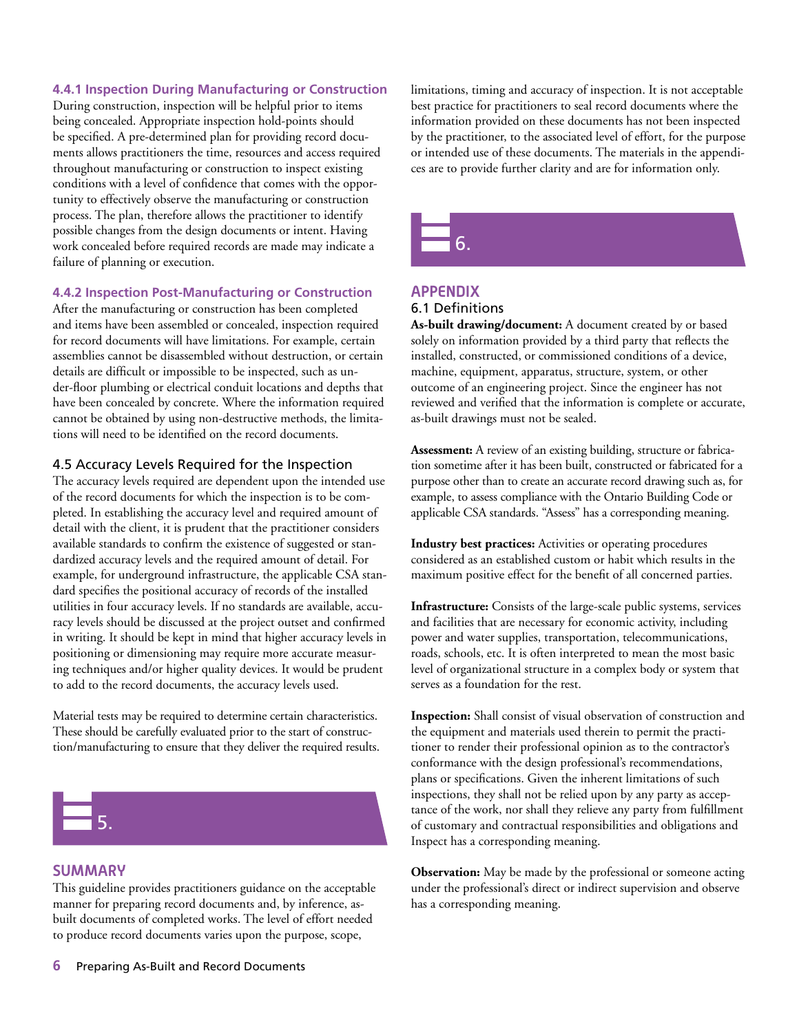#### 4.4.1 Inspection During Manufacturing or Construction

During construction, inspection will be helpful prior to items being concealed. Appropriate inspection hold-points should be specified. A pre-determined plan for providing record documents allows practitioners the time, resources and access required throughout manufacturing or construction to inspect existing conditions with a level of confidence that comes with the opportunity to effectively observe the manufacturing or construction process. The plan, therefore allows the practitioner to identify possible changes from the design documents or intent. Having work concealed before required records are made may indicate a failure of planning or execution.

#### 4.4.2 Inspection Post-Manufacturing or Construction

After the manufacturing or construction has been completed and items have been assembled or concealed, inspection required for record documents will have limitations. For example, certain assemblies cannot be disassembled without destruction, or certain details are difficult or impossible to be inspected, such as under-floor plumbing or electrical conduit locations and depths that have been concealed by concrete. Where the information required cannot be obtained by using non-destructive methods, the limitations will need to be identified on the record documents.

### 4.5 Accuracy Levels Required for the Inspection

The accuracy levels required are dependent upon the intended use of the record documents for which the inspection is to be completed. In establishing the accuracy level and required amount of detail with the client, it is prudent that the practitioner considers available standards to confirm the existence of suggested or standardized accuracy levels and the required amount of detail. For example, for underground infrastructure, the applicable CSA standard specifies the positional accuracy of records of the installed utilities in four accuracy levels. If no standards are available, accuracy levels should be discussed at the project outset and confirmed in writing. It should be kept in mind that higher accuracy levels in positioning or dimensioning may require more accurate measuring techniques and/or higher quality devices. It would be prudent to add to the record documents, the accuracy levels used.

Material tests may be required to determine certain characteristics. These should be carefully evaluated prior to the start of construction/manufacturing to ensure that they deliver the required results.

# 5.

## SUMMARY

This guideline provides practitioners guidance on the acceptable manner for preparing record documents and, by inference, as-built documents of completed works. The level of effort needed to produce record documents varies upon the purpose, scope, limitations, timing and accuracy of inspection. It is not acceptable best practice for practitioners to seal record documents where the information provided on these documents has not been inspected by the practitioner, to the associated level of effort, for the purpose or intended use of these documents. The materials in the appendices are to provide further clarity and are for information only.

# 6.

## APPENDIX

### 6.1 Definitions

**As-built drawing/document:** A document created by or based solely on information provided by a third party that reflects the installed, constructed, or commissioned conditions of a device, machine, equipment, apparatus, structure, system, or other outcome of an engineering project. Since the engineer has not reviewed and verified that the information is complete or accurate, as-built drawings must not be sealed.

**Assessment:** A review of an existing building, structure or fabrication sometime after it has been built, constructed or fabricated for a purpose other than to create an accurate record drawing such as, for example, to assess compliance with the Ontario Building Code or applicable CSA standards. "Assess" has a corresponding meaning.

**Industry best practices:** Activities or operating procedures considered as an established custom or habit which results in the maximum positive effect for the benefit of all concerned parties.

**Infrastructure:** Consists of the large-scale public systems, services and facilities that are necessary for economic activity, including power and water supplies, transportation, telecommunications, roads, schools, etc. It is often interpreted to mean the most basic level of organizational structure in a complex body or system that serves as a foundation for the rest.

**Inspection:** Shall consist of visual observation of construction and the equipment and materials used therein to permit the practitioner to render their professional opinion as to the contractor's conformance with the design professional's recommendations, plans or specifications. Given the inherent limitations of such inspections, they shall not be relied upon by any party as acceptance of the work, nor shall they relieve any party from fulfillment of customary and contractual responsibilities and obligations and Inspect has a corresponding meaning.

**Observation:** May be made by the professional or someone acting under the professional's direct or indirect supervision and observe has a corresponding meaning.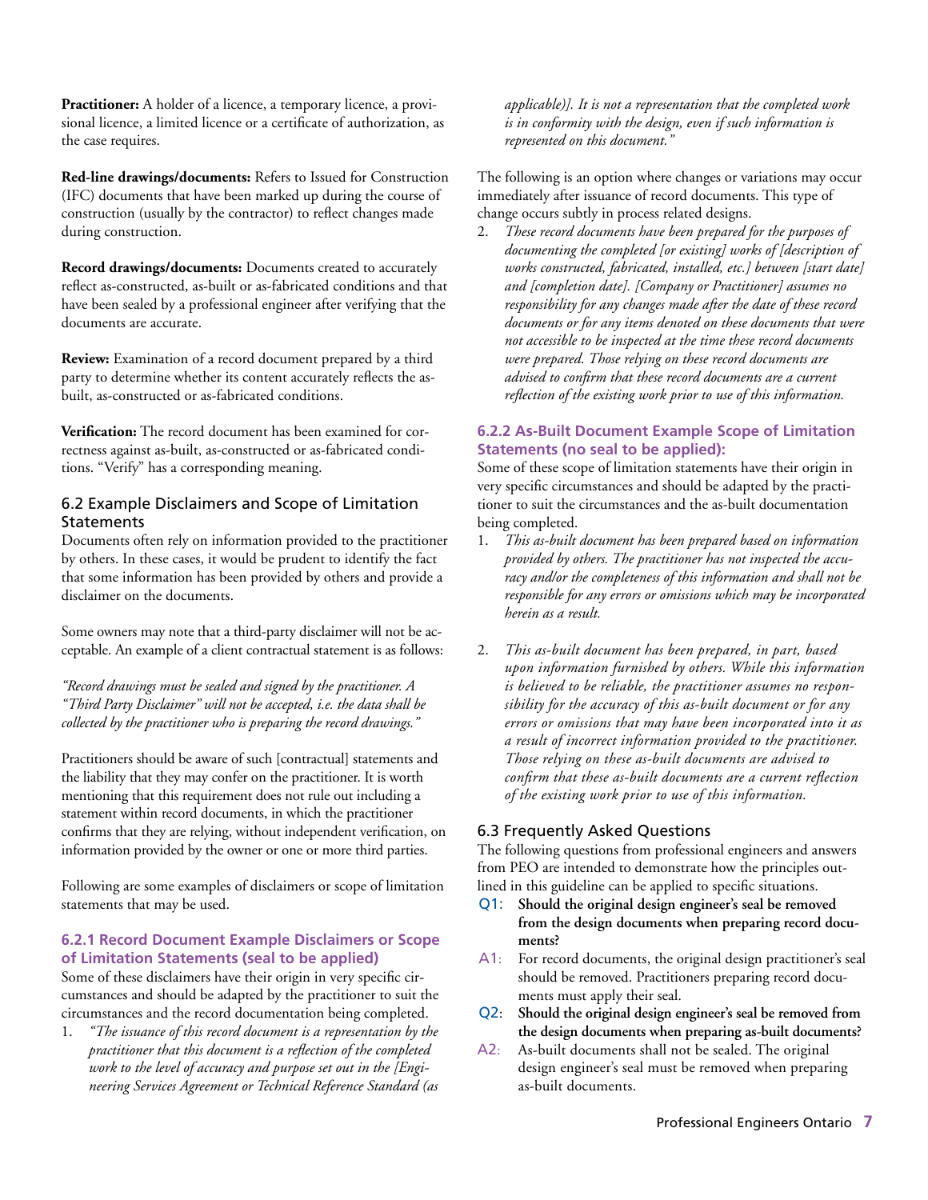**Practitioner:** A holder of a licence, a temporary licence, a provisional licence, a limited licence or a certificate of authorization, as the case requires.

**Red-line drawings/documents:** Refers to Issued for Construction (IFC) documents that have been marked up during the course of construction (usually by the contractor) to reflect changes made during construction.

**Record drawings/documents:** Documents created to accurately reflect as-constructed, as-built or as-fabricated conditions and that have been sealed by a professional engineer after verifying that the documents are accurate.

**Review:** Examination of a record document prepared by a third party to determine whether its content accurately reflects the as-built, as-constructed or as-fabricated conditions.

**Verification:** The record document has been examined for correctness against as-built, as-constructed or as-fabricated conditions. "Verify" has a corresponding meaning.

## 6.2 Example Disclaimers and Scope of Limitation Statements

Documents often rely on information provided to the practitioner by others. In these cases, it would be prudent to identify the fact that some information has been provided by others and provide a disclaimer on the documents.

Some owners may note that a third-party disclaimer will not be acceptable. An example of a client contractual statement is as follows:

*"Record drawings must be sealed and signed by the practitioner. A "Third Party Disclaimer" will not be accepted, i.e. the data shall be collected by the practitioner who is preparing the record drawings."*

Practitioners should be aware of such [contractual] statements and the liability that they may confer on the practitioner. It is worth mentioning that this requirement does not rule out including a statement within record documents, in which the practitioner confirms that they are relying, without independent verification, on information provided by the owner or one or more third parties.

Following are some examples of disclaimers or scope of limitation statements that may be used.

### 6.2.1 Record Document Example Disclaimers or Scope of Limitation Statements (seal to be applied)

Some of these disclaimers have their origin in very specific circumstances and should be adapted by the practitioner to suit the circumstances and the record documentation being completed.

1. *"The issuance of this record document is a representation by the practitioner that this document is a reflection of the completed work to the level of accuracy and purpose set out in the [Engineering Services Agreement or Technical Reference Standard (as applicable)]. It is not a representation that the completed work is in conformity with the design, even if such information is represented on this document."*

The following is an option where changes or variations may occur immediately after issuance of record documents. This type of change occurs subtly in process related designs.

2. *These record documents have been prepared for the purposes of documenting the completed [or existing] works of [description of works constructed, fabricated, installed, etc.] between [start date] and [completion date]. [Company or Practitioner] assumes no responsibility for any changes made after the date of these record documents or for any items denoted on these documents that were not accessible to be inspected at the time these record documents were prepared. Those relying on these record documents are advised to confirm that these record documents are a current reflection of the existing work prior to use of this information.*

### 6.2.2 As-Built Document Example Scope of Limitation Statements (no seal to be applied):

Some of these scope of limitation statements have their origin in very specific circumstances and should be adapted by the practitioner to suit the circumstances and the as-built documentation being completed.

1. *This as-built document has been prepared based on information provided by others. The practitioner has not inspected the accuracy and/or the completeness of this information and shall not be responsible for any errors or omissions which may be incorporated herein as a result.*

2. *This as-built document has been prepared, in part, based upon information furnished by others. While this information is believed to be reliable, the practitioner assumes no responsibility for the accuracy of this as-built document or for any errors or omissions that may have been incorporated into it as a result of incorrect information provided to the practitioner. Those relying on these as-built documents are advised to confirm that these as-built documents are a current reflection of the existing work prior to use of this information.*

## 6.3 Frequently Asked Questions

The following questions from professional engineers and answers from PEO are intended to demonstrate how the principles outlined in this guideline can be applied to specific situations.

**Q1: Should the original design engineer's seal be removed from the design documents when preparing record documents?**

A1: For record documents, the original design practitioner's seal should be removed. Practitioners preparing record documents must apply their seal.

**Q2: Should the original design engineer's seal be removed from the design documents when preparing as-built documents?**

A2: As-built documents shall not be sealed. The original design engineer's seal must be removed when preparing as-built documents.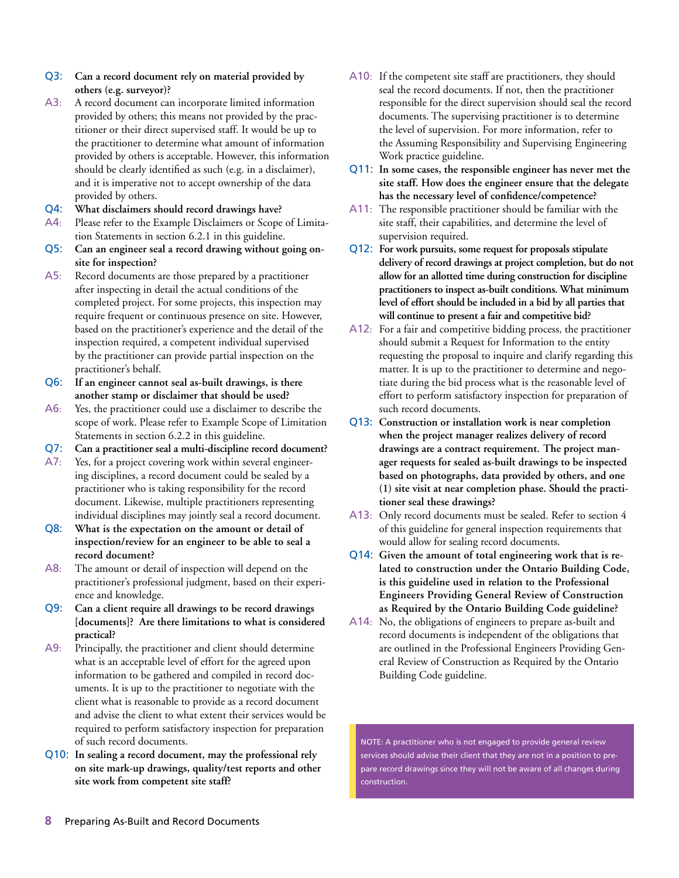**Q3: Can a record document rely on material provided by others (e.g. surveyor)?**

A3: A record document can incorporate limited information provided by others; this means not provided by the practitioner or their direct supervised staff. It would be up to the practitioner to determine what amount of information provided by others is acceptable. However, this information should be clearly identified as such (e.g. in a disclaimer), and it is imperative not to accept ownership of the data provided by others.

**Q4: What disclaimers should record drawings have?**

A4: Please refer to the Example Disclaimers or Scope of Limitation Statements in section 6.2.1 in this guideline.

**Q5: Can an engineer seal a record drawing without going on-site for inspection?**

A5: Record documents are those prepared by a practitioner after inspecting in detail the actual conditions of the completed project. For some projects, this inspection may require frequent or continuous presence on site. However, based on the practitioner's experience and the detail of the inspection required, a competent individual supervised by the practitioner can provide partial inspection on the practitioner's behalf.

**Q6: If an engineer cannot seal as-built drawings, is there another stamp or disclaimer that should be used?**

A6: Yes, the practitioner could use a disclaimer to describe the scope of work. Please refer to Example Scope of Limitation Statements in section 6.2.2 in this guideline.

**Q7: Can a practitioner seal a multi-discipline record document?**

A7: Yes, for a project covering work within several engineering disciplines, a record document could be sealed by a practitioner who is taking responsibility for the record document. Likewise, multiple practitioners representing individual disciplines may jointly seal a record document.

**Q8: What is the expectation on the amount or detail of inspection/review for an engineer to be able to seal a record document?**

A8: The amount or detail of inspection will depend on the practitioner's professional judgment, based on their experience and knowledge.

**Q9: Can a client require all drawings to be record drawings [documents]? Are there limitations to what is considered practical?**

A9: Principally, the practitioner and client should determine what is an acceptable level of effort for the agreed upon information to be gathered and compiled in record documents. It is up to the practitioner to negotiate with the client what is reasonable to provide as a record document and advise the client to what extent their services would be required to perform satisfactory inspection for preparation of such record documents.

**Q10: In sealing a record document, may the professional rely on site mark-up drawings, quality/test reports and other site work from competent site staff?**

A10: If the competent site staff are practitioners, they should seal the record documents. If not, then the practitioner responsible for the direct supervision should seal the record documents. The supervising practitioner is to determine the level of supervision. For more information, refer to the Assuming Responsibility and Supervising Engineering Work practice guideline.

**Q11: In some cases, the responsible engineer has never met the site staff. How does the engineer ensure that the delegate has the necessary level of confidence/competence?**

A11: The responsible practitioner should be familiar with the site staff, their capabilities, and determine the level of supervision required.

**Q12: For work pursuits, some request for proposals stipulate delivery of record drawings at project completion, but do not allow for an allotted time during construction for discipline practitioners to inspect as-built conditions. What minimum level of effort should be included in a bid by all parties that will continue to present a fair and competitive bid?**

A12: For a fair and competitive bidding process, the practitioner should submit a Request for Information to the entity requesting the proposal to inquire and clarify regarding this matter. It is up to the practitioner to determine and negotiate during the bid process what is the reasonable level of effort to perform satisfactory inspection for preparation of such record documents.

**Q13: Construction or installation work is near completion when the project manager realizes delivery of record drawings are a contract requirement. The project manager requests for sealed as-built drawings to be inspected based on photographs, data provided by others, and one (1) site visit at near completion phase. Should the practitioner seal these drawings?**

A13: Only record documents must be sealed. Refer to section 4 of this guideline for general inspection requirements that would allow for sealing record documents.

**Q14: Given the amount of total engineering work that is related to construction under the Ontario Building Code, is this guideline used in relation to the Professional Engineers Providing General Review of Construction as Required by the Ontario Building Code guideline?**

A14: No, the obligations of engineers to prepare as-built and record documents is independent of the obligations that are outlined in the Professional Engineers Providing General Review of Construction as Required by the Ontario Building Code guideline.

> NOTE: A practitioner who is not engaged to provide general review services should advise their client that they are not in a position to prepare record drawings since they will not be aware of all changes during construction.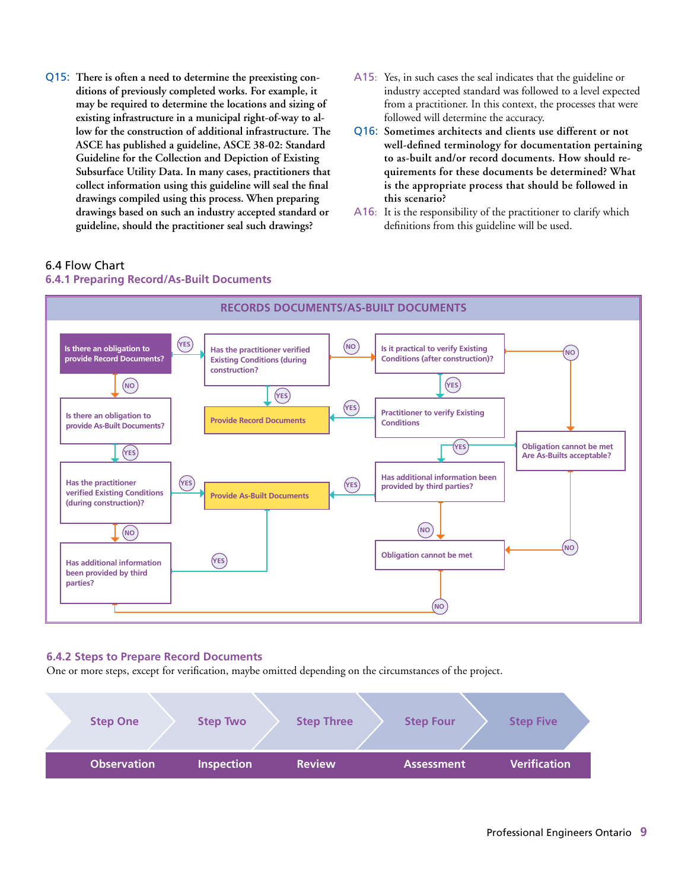**Q15: There is often a need to determine the preexisting conditions of previously completed works. For example, it may be required to determine the locations and sizing of existing infrastructure in a municipal right-of-way to allow for the construction of additional infrastructure. The ASCE has published a guideline, ASCE 38-02: Standard Guideline for the Collection and Depiction of Existing Subsurface Utility Data. In many cases, practitioners that collect information using this guideline will seal the final drawings compiled using this process. When preparing drawings based on such an industry accepted standard or guideline, should the practitioner seal such drawings?**

A15: Yes, in such cases the seal indicates that the guideline or industry accepted standard was followed to a level expected from a practitioner. In this context, the processes that were followed will determine the accuracy.

**Q16: Sometimes architects and clients use different or not well-defined terminology for documentation pertaining to as-built and/or record documents. How should requirements for these documents be determined? What is the appropriate process that should be followed in this scenario?**

A16: It is the responsibility of the practitioner to clarify which definitions from this guideline will be used.

## 6.4 Flow Chart

### 6.4.1 Preparing Record/As-Built Documents

**RECORDS DOCUMENTS/AS-BUILT DOCUMENTS**

- Is there an obligation to provide Record Documents?
  - YES → Has the practitioner verified Existing Conditions (during construction)?
    - YES → Provide Record Documents
    - NO → Is it practical to verify Existing Conditions (after construction)?
      - YES → Practitioner to verify Existing Conditions → Provide Record Documents
      - NO → Obligation cannot be met. Are As-Builts acceptable?
        - YES → Has additional information been provided by third parties?
          - YES → Provide As-Built Documents
          - NO → Obligation cannot be met
        - NO → Obligation cannot be met
  - NO → Is there an obligation to provide As-Built Documents?
    - YES → Has the practitioner verified Existing Conditions (during construction)?
      - YES → Provide As-Built Documents
      - NO → Has additional information been provided by third parties?
        - YES → Provide As-Built Documents
        - NO → Obligation cannot be met

### 6.4.2 Steps to Prepare Record Documents

One or more steps, except for verification, maybe omitted depending on the circumstances of the project.

| Step One | Step Two | Step Three | Step Four | Step Five |
|---|---|---|---|---|
| Observation | Inspection | Review | Assessment | Verification |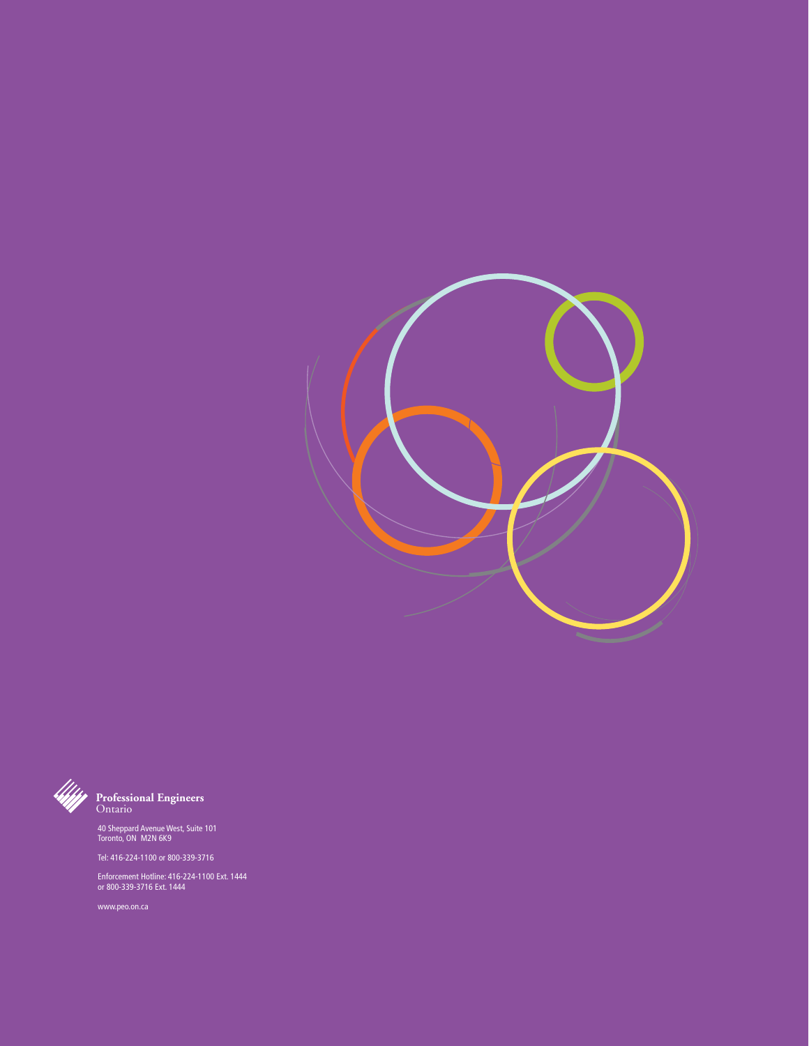**Professional Engineers**
Ontario

40 Sheppard Avenue West, Suite 101
Toronto, ON M2N 6K9

Tel: 416-224-1100 or 800-339-3716

Enforcement Hotline: 416-224-1100 Ext. 1444
or 800-339-3716 Ext. 1444

www.peo.on.ca